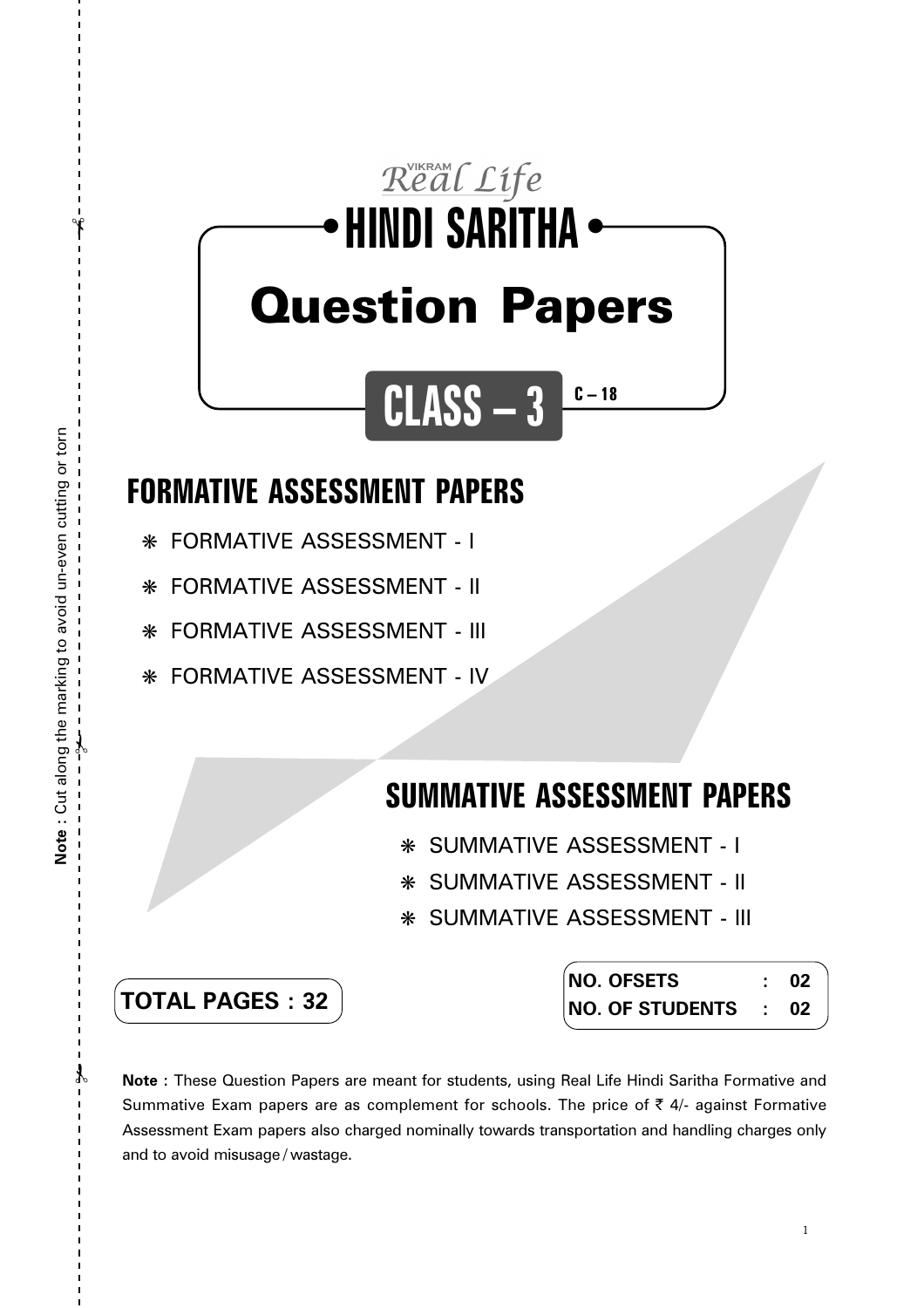VIKRAM Real Life

# • HINDI SARITHA •

# Question Papers

## CLASS – 3

C – 18

## FORMATIVE ASSESSMENT PAPERS

- ❋ FORMATIVE ASSESSMENT - I
- ❋ FORMATIVE ASSESSMENT - II
- ❋ FORMATIVE ASSESSMENT - III
- ❋ FORMATIVE ASSESSMENT - IV

## SUMMATIVE ASSESSMENT PAPERS

- ❋ SUMMATIVE ASSESSMENT - I
- ❋ SUMMATIVE ASSESSMENT - II
- ❋ SUMMATIVE ASSESSMENT - III

**TOTAL PAGES : 32**

| | | |
|---|---|---|
| **NO. OFSETS** | **:** | **02** |
| **NO. OF STUDENTS** | **:** | **02** |

**Note :** These Question Papers are meant for students, using Real Life Hindi Saritha Formative and Summative Exam papers are as complement for schools. The price of ₹ 4/- against Formative Assessment Exam papers also charged nominally towards transportation and handling charges only and to avoid misusage / wastage.

**Note :** Cut along the marking to avoid un-even cutting or torn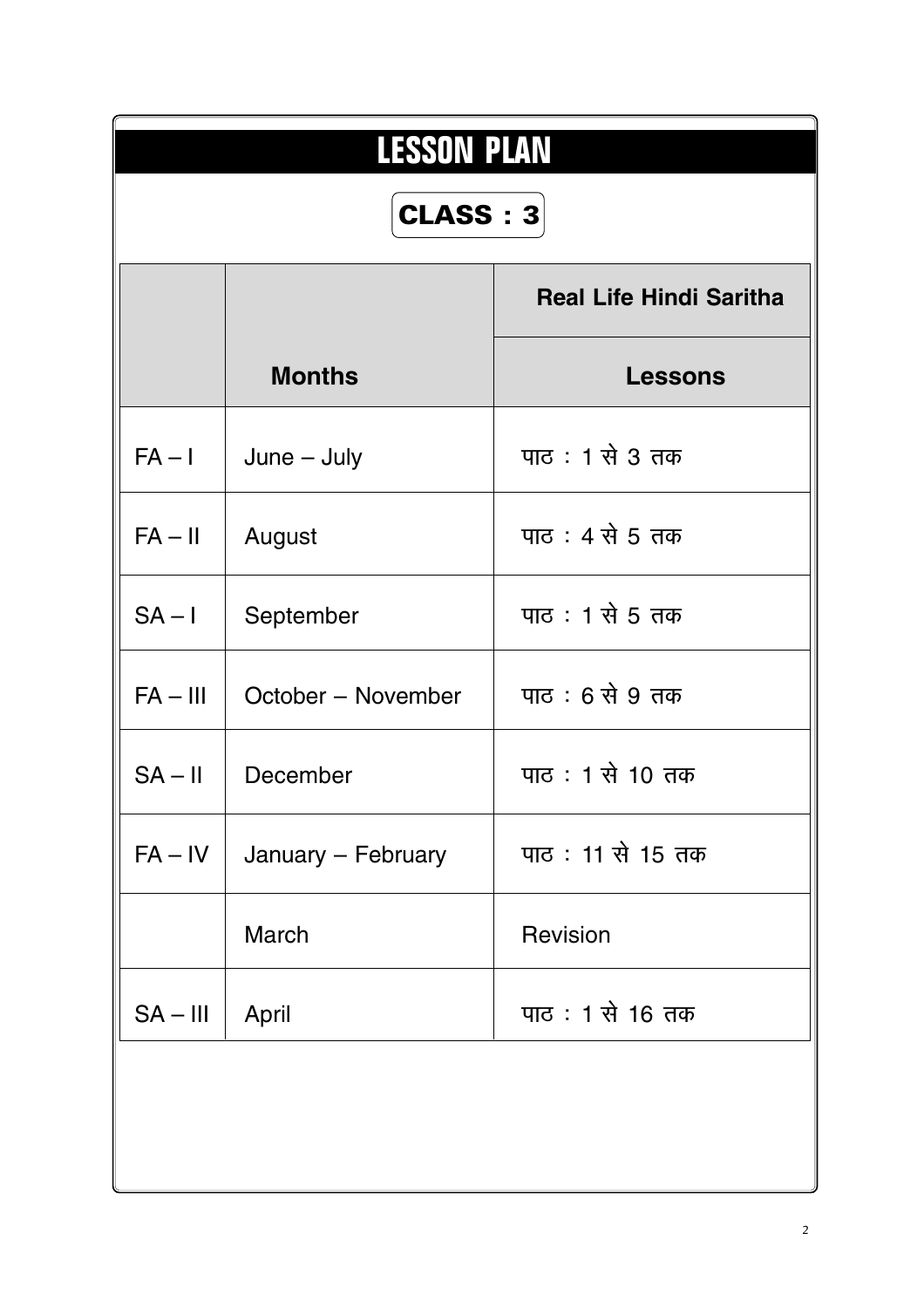# LESSON PLAN

## CLASS : 3

| | | Real Life Hindi Saritha |
|---|---|---|
| | **Months** | **Lessons** |
| FA – I | June – July | पाठ : 1 से 3 तक |
| FA – II | August | पाठ : 4 से 5 तक |
| SA – I | September | पाठ : 1 से 5 तक |
| FA – III | October – November | पाठ : 6 से 9 तक |
| SA – II | December | पाठ : 1 से 10 तक |
| FA – IV | January – February | पाठ : 11 से 15 तक |
| | March | Revision |
| SA – III | April | पाठ : 1 से 16 तक |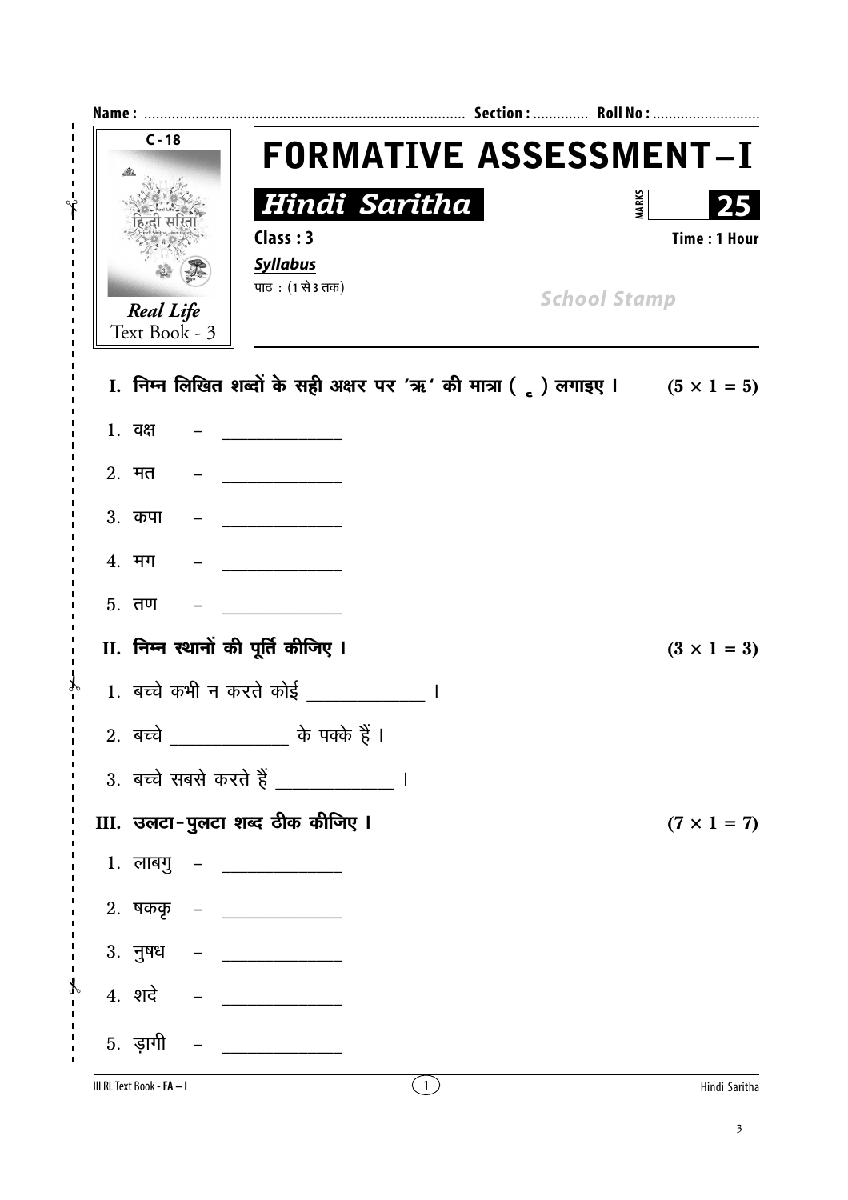Name : ................................................................................ Section : ............. Roll No : ..........................

C - 18

*Real Life*
Text Book - 3

# FORMATIVE ASSESSMENT – I

## *Hindi Saritha*

MARKS 25

Class : 3 | Time : 1 Hour

***Syllabus***

पाठ : (1 से 3 तक)

School Stamp

### I. निम्न लिखित शब्दों के सही अक्षर पर 'ऋ' की मात्रा ( ृ ) लगाइए । (5 × 1 = 5)

1. वक्ष – ______________
2. मत – ______________
3. कपा – ______________
4. मग – ______________
5. तण – ______________

### II. निम्न स्थानों की पूर्ति कीजिए । (3 × 1 = 3)

1. बच्चे कभी न करते कोई ______________ ।
2. बच्चे ______________ के पक्के हैं ।
3. बच्चे सबसे करते हैं ______________ ।

### III. उलटा-पुलटा शब्द ठीक कीजिए । (7 × 1 = 7)

1. लाबगु – ______________
2. षकक़ – ______________
3. नुषध – ______________
4. शदे – ______________
5. ड़ागी – ______________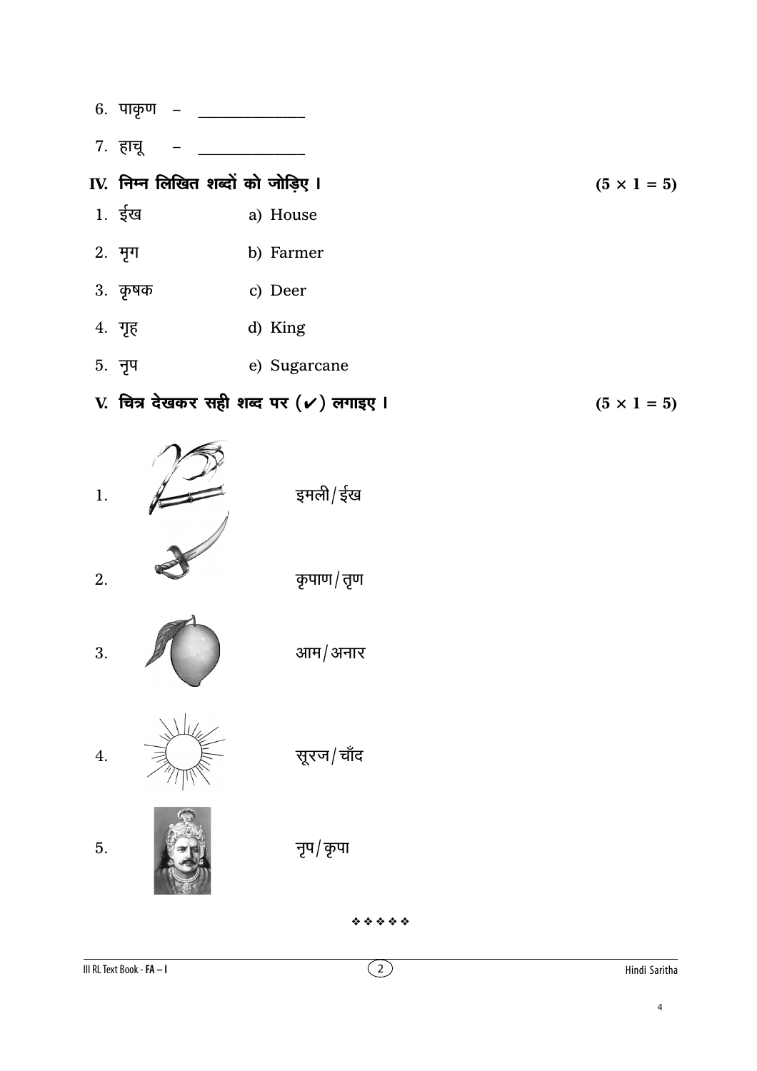6. पाकृण – \_\_\_\_\_\_\_\_\_\_\_\_\_

7. हाचू – \_\_\_\_\_\_\_\_\_\_\_\_\_

## IV. निम्न लिखित शब्दों को जोड़िए । $(5 \times 1 = 5)$

| | |
|---|---|
| 1. ईख | a) House |
| 2. मृग | b) Farmer |
| 3. कृषक | c) Deer |
| 4. गृह | d) King |
| 5. नृप | e) Sugarcane |

## V. चित्र देखकर सही शब्द पर (✓) लगाइए । $(5 \times 1 = 5)$

1. इमली/ईख

2. कृपाण/तृण

3. आम/अनार

4. सूरज/चाँद

5. नृप/कृपा

❖ ❖ ❖ ❖ ❖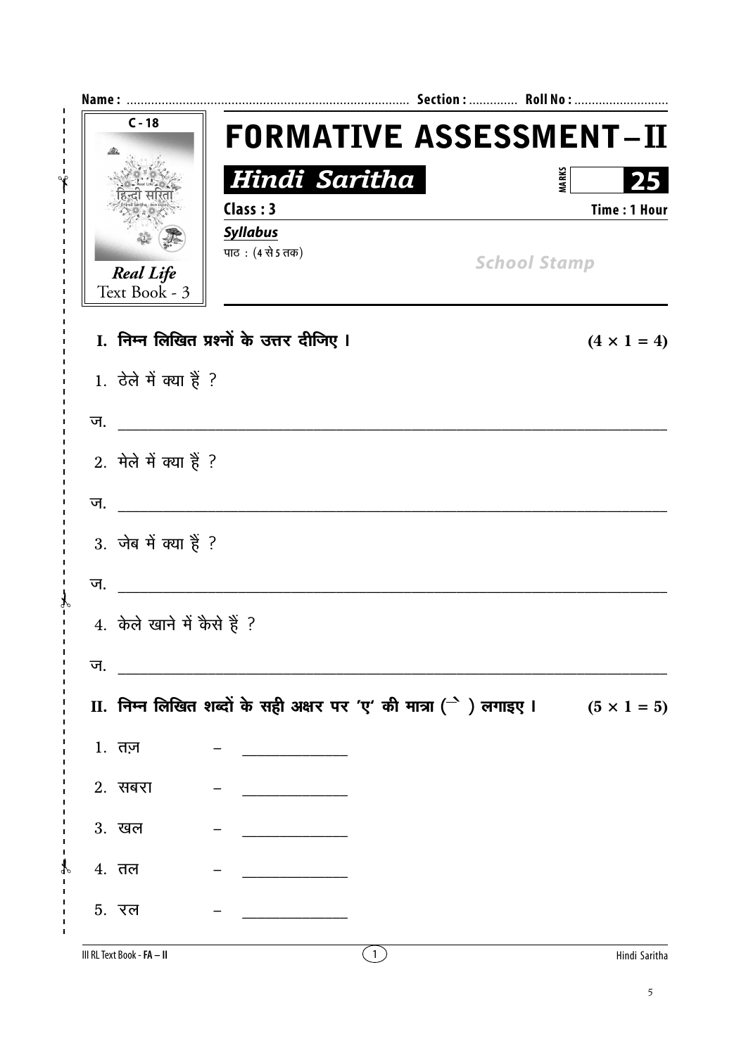Name : ................................................................................ Section : ............. Roll No : ..........................

C - 18

Real Life
Text Book - 3

# FORMATIVE ASSESSMENT – II

## *Hindi Saritha*

**MARKS** **25**

**Class : 3** **Time : 1 Hour**

***Syllabus***

पाठ : (4 से 5 तक)

*School Stamp*

**I. निम्न लिखित प्रश्नों के उत्तर दीजिए ।** **(4 × 1 = 4)**

1. ठेले में क्या हैं ?

ज. ____________________________________________

2. मेले में क्या हैं ?

ज. ____________________________________________

3. जेब में क्या हैं ?

ज. ____________________________________________

4. केले खाने में कैसे हैं ?

ज. ____________________________________________

**II. निम्न लिखित शब्दों के सही अक्षर पर 'ए' की मात्रा ( े ) लगाइए ।** **(5 × 1 = 5)**

1. तज़ – ____________

2. सबरा – ____________

3. खल – ____________

4. तल – ____________

5. रल – ____________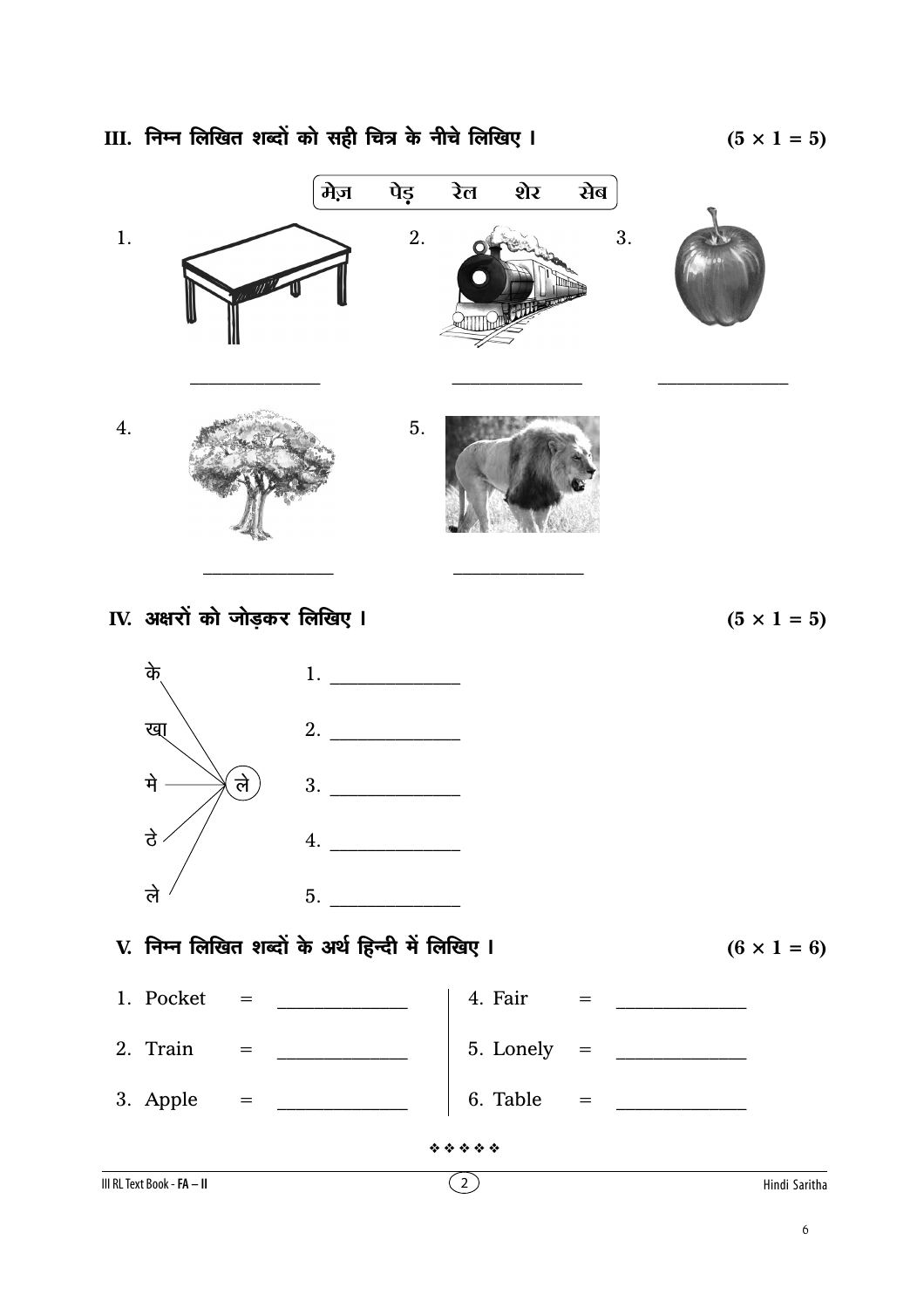### III. निम्न लिखित शब्दों को सही चित्र के नीचे लिखिए । (5 × 1 = 5)

मेज़ पेड़ रेल शेर सेब

1. ______________

2. ______________

3. ______________

4. ______________

5. ______________

### IV. अक्षरों को जोड़कर लिखिए । (5 × 1 = 5)

के, खा, मे, ठे, ले — ले

1. ______________
2. ______________
3. ______________
4. ______________
5. ______________

### V. निम्न लिखित शब्दों के अर्थ हिन्दी में लिखिए । (6 × 1 = 6)

| | | |
|---|---|---|
| 1. Pocket | = | ______________ |
| 2. Train | = | ______________ |
| 3. Apple | = | ______________ |
| 4. Fair | = | ______________ |
| 5. Lonely | = | ______________ |
| 6. Table | = | ______________ |

❖ ❖ ❖ ❖ ❖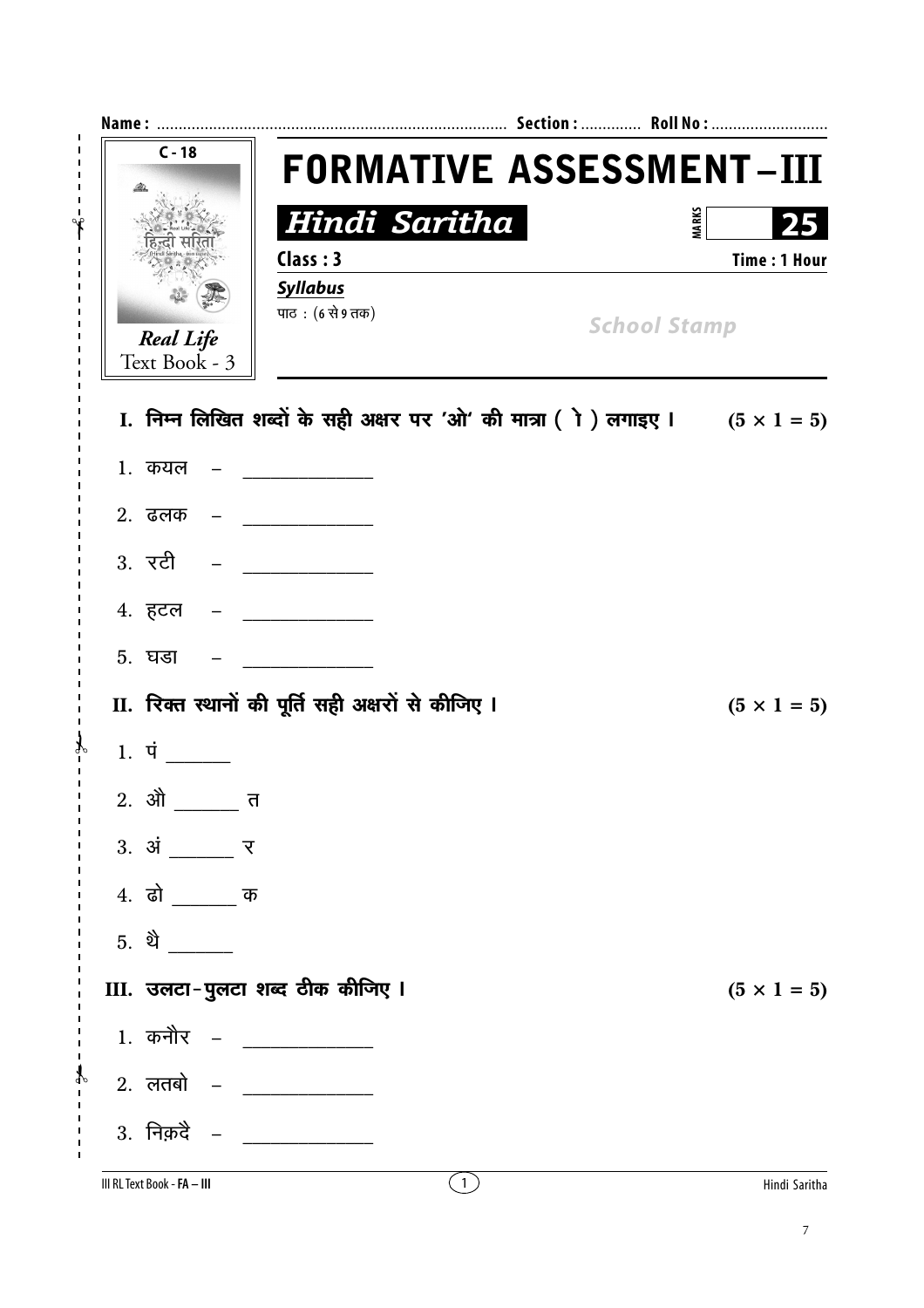Name : ................................................................................ Section : ............. Roll No : ..........................

C - 18

*Real Life*
Text Book - 3

# FORMATIVE ASSESSMENT – III

## *Hindi Saritha*

MARKS 25

**Class : 3** **Time : 1 Hour**

***Syllabus***

पाठ : (6 से 9 तक)

*School Stamp*

**I. निम्न लिखित शब्दों के सही अक्षर पर 'ओ' की मात्रा ( ो ) लगाइए ।** **(5 × 1 = 5)**

1. कयल – ______________
2. ढलक – ______________
3. रटी – ______________
4. हटल – ______________
5. घडा – ______________

**II. रिक्त स्थानों की पूर्ति सही अक्षरों से कीजिए ।** **(5 × 1 = 5)**

1. पं _______
2. औ _______ त
3. अं _______ र
4. ढो _______ क
5. थै _______

**III. उलटा-पुलटा शब्द ठीक कीजिए ।** **(5 × 1 = 5)**

1. कनौर – ______________
2. लतबो – ______________
3. निक़दै – ______________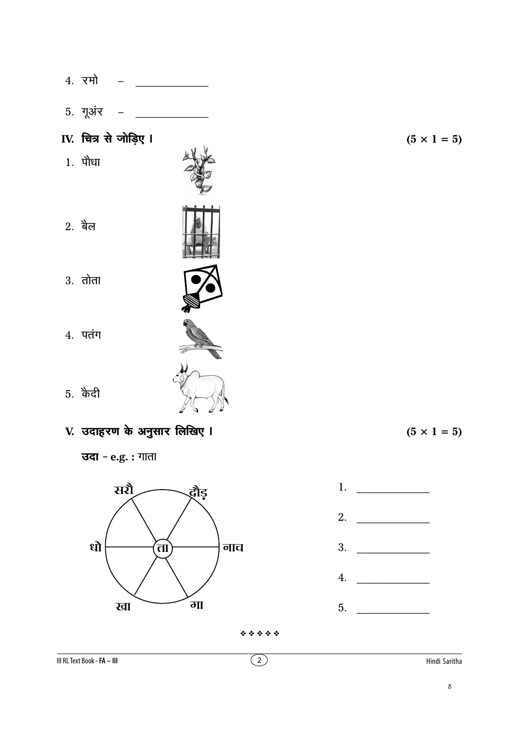4. रमो – ______________

5. गूअंर – ______________

## IV. चित्र से जोड़िए । (5 × 1 = 5)

1. पौधा

2. बैल

3. तोता

4. पतंग

5. कैदी

## V. उदाहरण के अनुसार लिखिए । (5 × 1 = 5)

**उदा – e.g. :** गाता

सरौ, दौड़, धो, ता, नाच, खा, गा

1. ______________

2. ______________

3. ______________

4. ______________

5. ______________

❖ ❖ ❖ ❖ ❖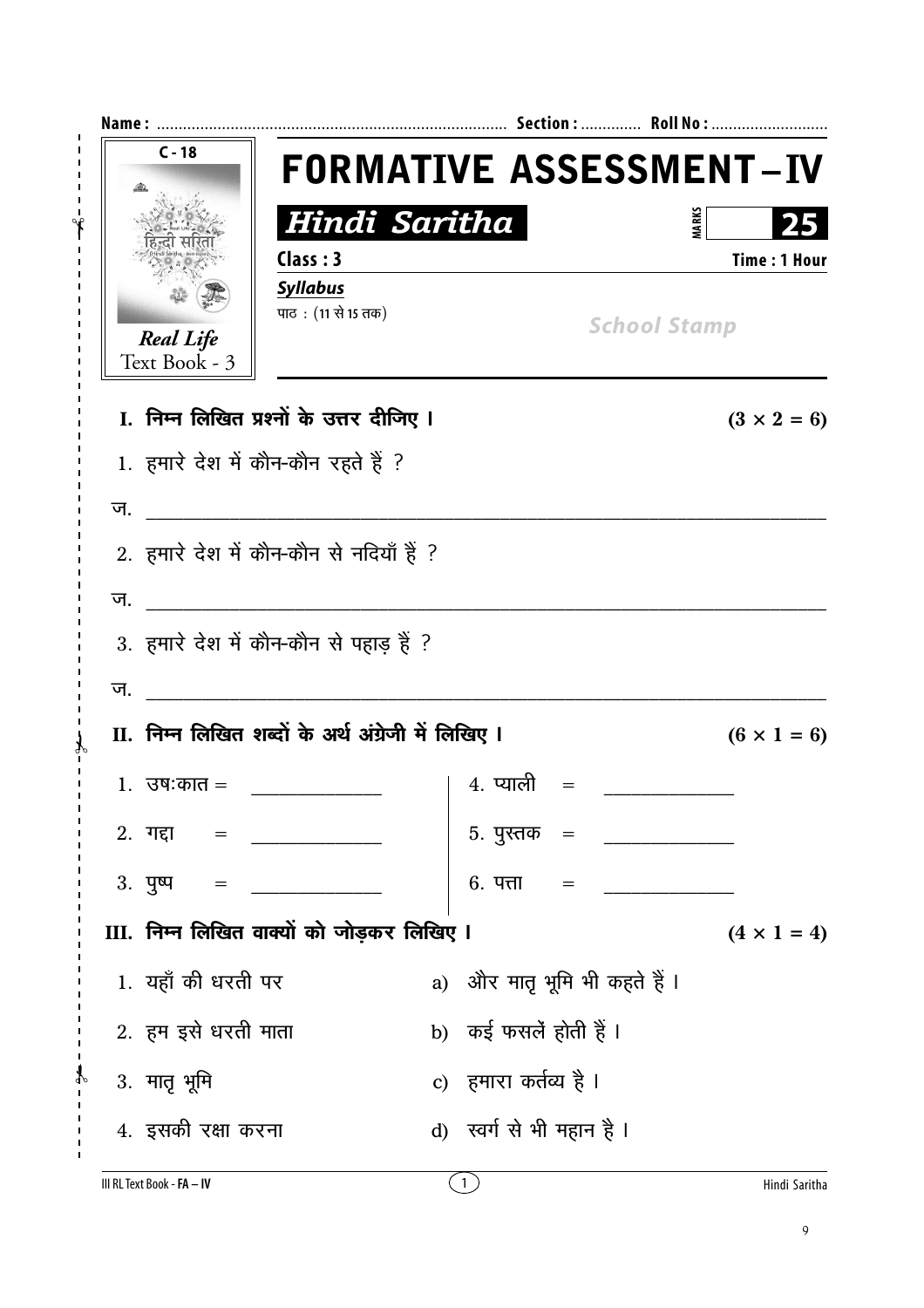Name : ................................................................................. Section : ............. Roll No : ...........................

C - 18

Real Life
Text Book - 3

# FORMATIVE ASSESSMENT – IV

## Hindi Saritha

MARKS 25

Class : 3 — Time : 1 Hour

***Syllabus***

पाठ : (11 से 15 तक)

School Stamp

**I. निम्न लिखित प्रश्नों के उत्तर दीजिए ।** **(3 × 2 = 6)**

1. हमारे देश में कौन-कौन रहते हैं ?

ज. ________________________________________________

2. हमारे देश में कौन-कौन से नदियाँ हैं ?

ज. ________________________________________________

3. हमारे देश में कौन-कौन से पहाड़ हैं ?

ज. ________________________________________________

**II. निम्न लिखित शब्दों के अर्थ अंग्रेजी में लिखिए ।** **(6 × 1 = 6)**

1. उषःकात = ______________
2. गद्दा = ______________
3. पुष्प = ______________
4. प्याली = ______________
5. पुस्तक = ______________
6. पत्ता = ______________

**III. निम्न लिखित वाक्यों को जोड़कर लिखिए ।** **(4 × 1 = 4)**

| | |
|---|---|
| 1. यहाँ की धरती पर | a) और मातृ भूमि भी कहते हैं । |
| 2. हम इसे धरती माता | b) कई फसलें होती हैं । |
| 3. मातृ भूमि | c) हमारा कर्तव्य है । |
| 4. इसकी रक्षा करना | d) स्वर्ग से भी महान है । |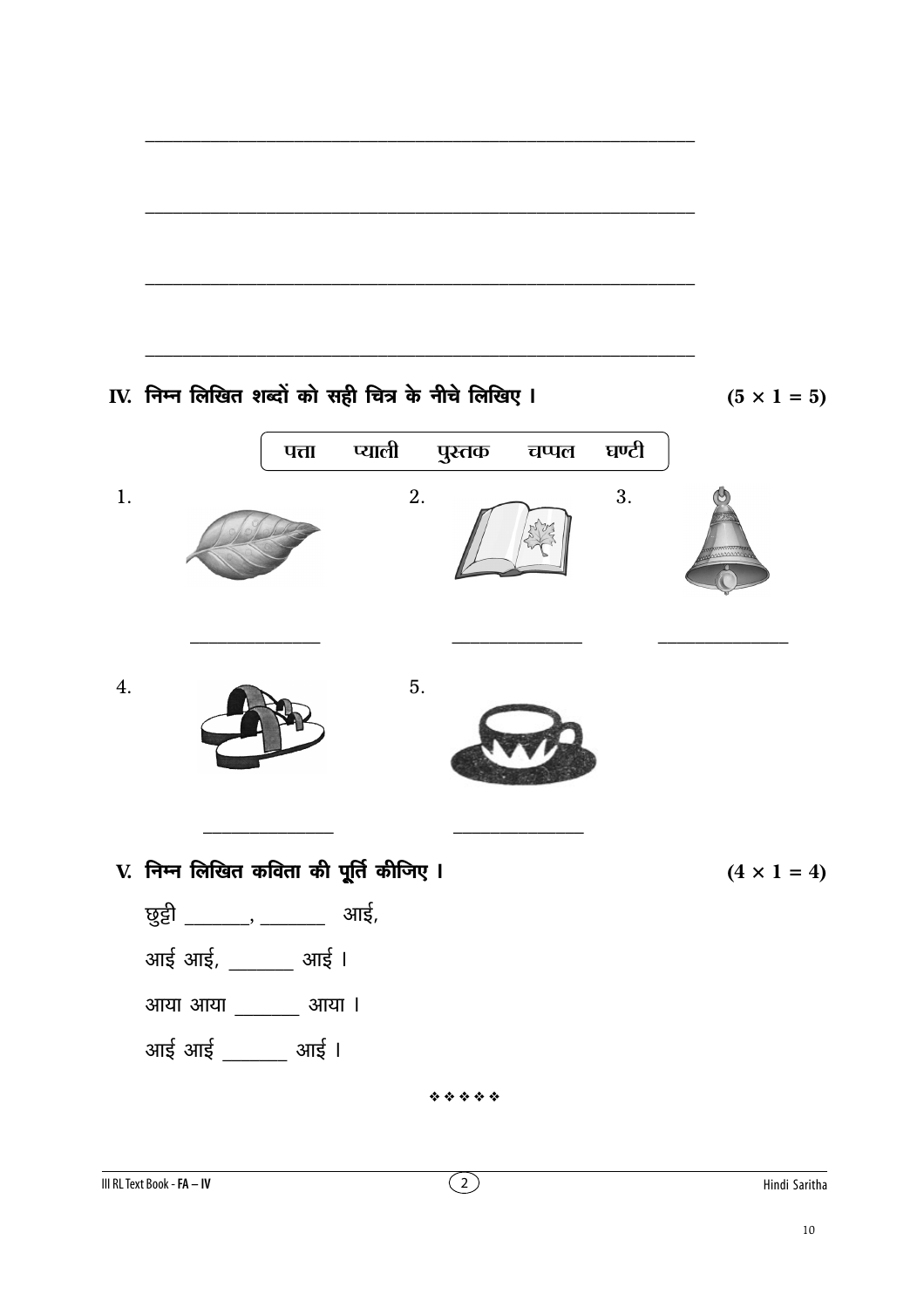_______________________________________________

_______________________________________________

_______________________________________________

_______________________________________________

**IV. निम्न लिखित शब्दों को सही चित्र के नीचे लिखिए ।** **(5 × 1 = 5)**

पत्ता  प्याली  पुस्तक  चप्पल  घण्टी

1. ____________

2. ____________

3. ____________

4. ____________

5. ____________

**V. निम्न लिखित कविता की पूर्ति कीजिए ।** **(4 × 1 = 4)**

छुट्टी _______, _______ आई,

आई आई, _______ आई ।

आया आया _______ आया ।

आई आई _______ आई ।

❖❖❖❖❖